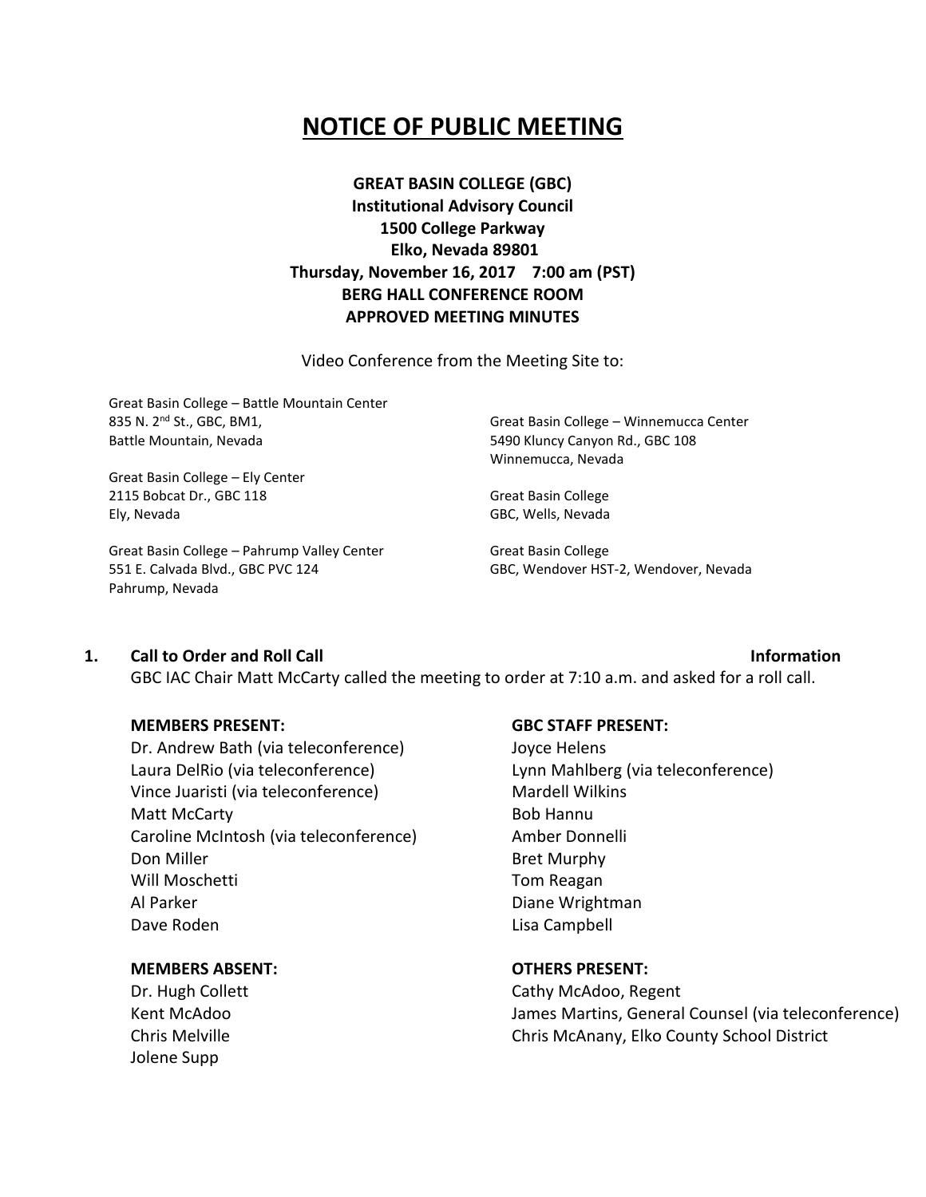# NOTICE OF PUBLIC MEETING

**GREAT BASIN COLLEGE (GBC)**
**Institutional Advisory Council**
**1500 College Parkway**
**Elko, Nevada 89801**
**Thursday, November 16, 2017 7:00 am (PST)**
**BERG HALL CONFERENCE ROOM**
**APPROVED MEETING MINUTES**

Video Conference from the Meeting Site to:

Great Basin College – Battle Mountain Center
835 N. 2nd St., GBC, BM1,
Battle Mountain, Nevada

Great Basin College – Ely Center
2115 Bobcat Dr., GBC 118
Ely, Nevada

Great Basin College – Pahrump Valley Center
551 E. Calvada Blvd., GBC PVC 124
Pahrump, Nevada

Great Basin College – Winnemucca Center
5490 Kluncy Canyon Rd., GBC 108
Winnemucca, Nevada

Great Basin College
GBC, Wells, Nevada

Great Basin College
GBC, Wendover HST-2, Wendover, Nevada

## 1. Call to Order and Roll Call — Information

GBC IAC Chair Matt McCarty called the meeting to order at 7:10 a.m. and asked for a roll call.

**MEMBERS PRESENT:**
Dr. Andrew Bath (via teleconference)
Laura DelRio (via teleconference)
Vince Juaristi (via teleconference)
Matt McCarty
Caroline McIntosh (via teleconference)
Don Miller
Will Moschetti
Al Parker
Dave Roden

**GBC STAFF PRESENT:**
Joyce Helens
Lynn Mahlberg (via teleconference)
Mardell Wilkins
Bob Hannu
Amber Donnelli
Bret Murphy
Tom Reagan
Diane Wrightman
Lisa Campbell

**MEMBERS ABSENT:**
Dr. Hugh Collett
Kent McAdoo
Chris Melville
Jolene Supp

**OTHERS PRESENT:**
Cathy McAdoo, Regent
James Martins, General Counsel (via teleconference)
Chris McAnany, Elko County School District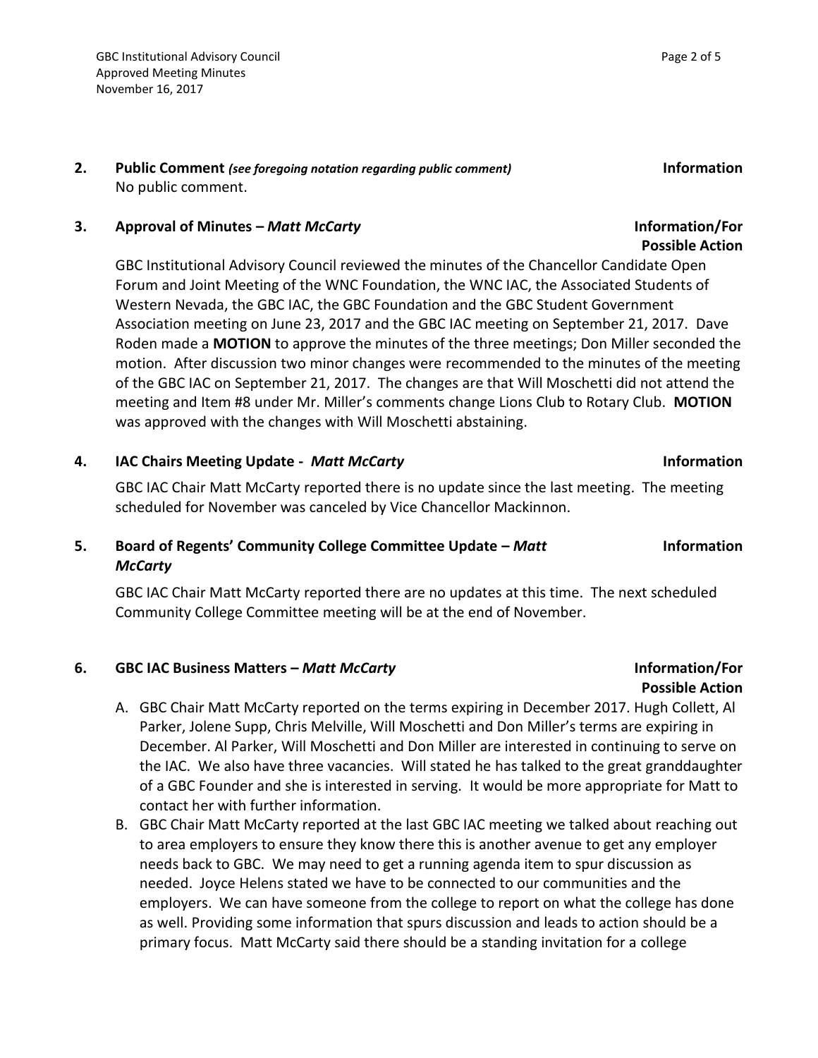**2. Public Comment** *(see foregoing notation regarding public comment)* **Information**

No public comment.

**3. Approval of Minutes –** ***Matt McCarty*** **Information/For Possible Action**

GBC Institutional Advisory Council reviewed the minutes of the Chancellor Candidate Open Forum and Joint Meeting of the WNC Foundation, the WNC IAC, the Associated Students of Western Nevada, the GBC IAC, the GBC Foundation and the GBC Student Government Association meeting on June 23, 2017 and the GBC IAC meeting on September 21, 2017. Dave Roden made a **MOTION** to approve the minutes of the three meetings; Don Miller seconded the motion. After discussion two minor changes were recommended to the minutes of the meeting of the GBC IAC on September 21, 2017. The changes are that Will Moschetti did not attend the meeting and Item #8 under Mr. Miller's comments change Lions Club to Rotary Club. **MOTION** was approved with the changes with Will Moschetti abstaining.

**4. IAC Chairs Meeting Update -** ***Matt McCarty*** **Information**

GBC IAC Chair Matt McCarty reported there is no update since the last meeting. The meeting scheduled for November was canceled by Vice Chancellor Mackinnon.

**5. Board of Regents' Community College Committee Update –** ***Matt McCarty*** **Information**

GBC IAC Chair Matt McCarty reported there are no updates at this time. The next scheduled Community College Committee meeting will be at the end of November.

**6. GBC IAC Business Matters –** ***Matt McCarty*** **Information/For Possible Action**

A. GBC Chair Matt McCarty reported on the terms expiring in December 2017. Hugh Collett, Al Parker, Jolene Supp, Chris Melville, Will Moschetti and Don Miller's terms are expiring in December. Al Parker, Will Moschetti and Don Miller are interested in continuing to serve on the IAC. We also have three vacancies. Will stated he has talked to the great granddaughter of a GBC Founder and she is interested in serving. It would be more appropriate for Matt to contact her with further information.

B. GBC Chair Matt McCarty reported at the last GBC IAC meeting we talked about reaching out to area employers to ensure they know there this is another avenue to get any employer needs back to GBC. We may need to get a running agenda item to spur discussion as needed. Joyce Helens stated we have to be connected to our communities and the employers. We can have someone from the college to report on what the college has done as well. Providing some information that spurs discussion and leads to action should be a primary focus. Matt McCarty said there should be a standing invitation for a college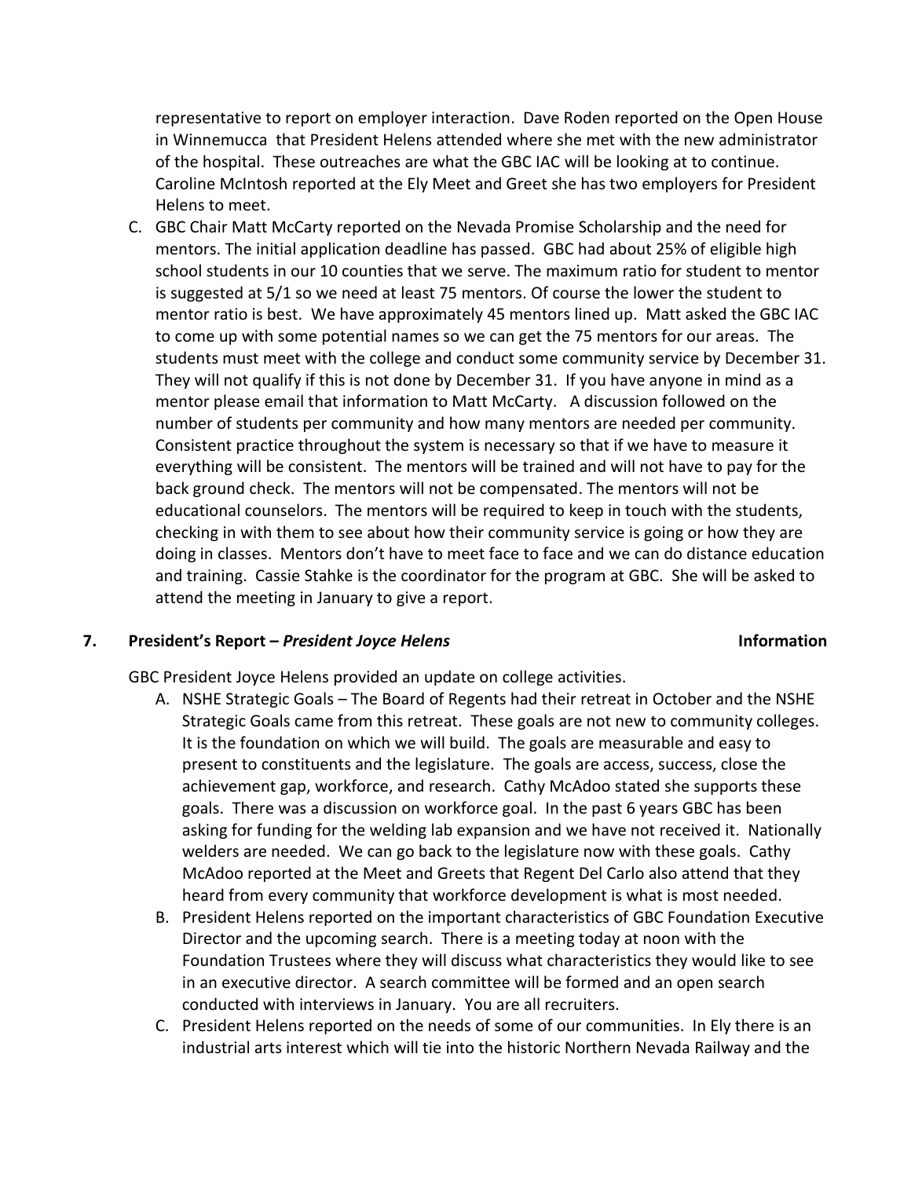representative to report on employer interaction. Dave Roden reported on the Open House in Winnemucca that President Helens attended where she met with the new administrator of the hospital. These outreaches are what the GBC IAC will be looking at to continue. Caroline McIntosh reported at the Ely Meet and Greet she has two employers for President Helens to meet.

C. GBC Chair Matt McCarty reported on the Nevada Promise Scholarship and the need for mentors. The initial application deadline has passed. GBC had about 25% of eligible high school students in our 10 counties that we serve. The maximum ratio for student to mentor is suggested at 5/1 so we need at least 75 mentors. Of course the lower the student to mentor ratio is best. We have approximately 45 mentors lined up. Matt asked the GBC IAC to come up with some potential names so we can get the 75 mentors for our areas. The students must meet with the college and conduct some community service by December 31. They will not qualify if this is not done by December 31. If you have anyone in mind as a mentor please email that information to Matt McCarty. A discussion followed on the number of students per community and how many mentors are needed per community. Consistent practice throughout the system is necessary so that if we have to measure it everything will be consistent. The mentors will be trained and will not have to pay for the back ground check. The mentors will not be compensated. The mentors will not be educational counselors. The mentors will be required to keep in touch with the students, checking in with them to see about how their community service is going or how they are doing in classes. Mentors don't have to meet face to face and we can do distance education and training. Cassie Stahke is the coordinator for the program at GBC. She will be asked to attend the meeting in January to give a report.

**7. President's Report – *President Joyce Helens*** **Information**

GBC President Joyce Helens provided an update on college activities.

A. NSHE Strategic Goals – The Board of Regents had their retreat in October and the NSHE Strategic Goals came from this retreat. These goals are not new to community colleges. It is the foundation on which we will build. The goals are measurable and easy to present to constituents and the legislature. The goals are access, success, close the achievement gap, workforce, and research. Cathy McAdoo stated she supports these goals. There was a discussion on workforce goal. In the past 6 years GBC has been asking for funding for the welding lab expansion and we have not received it. Nationally welders are needed. We can go back to the legislature now with these goals. Cathy McAdoo reported at the Meet and Greets that Regent Del Carlo also attend that they heard from every community that workforce development is what is most needed.

B. President Helens reported on the important characteristics of GBC Foundation Executive Director and the upcoming search. There is a meeting today at noon with the Foundation Trustees where they will discuss what characteristics they would like to see in an executive director. A search committee will be formed and an open search conducted with interviews in January. You are all recruiters.

C. President Helens reported on the needs of some of our communities. In Ely there is an industrial arts interest which will tie into the historic Northern Nevada Railway and the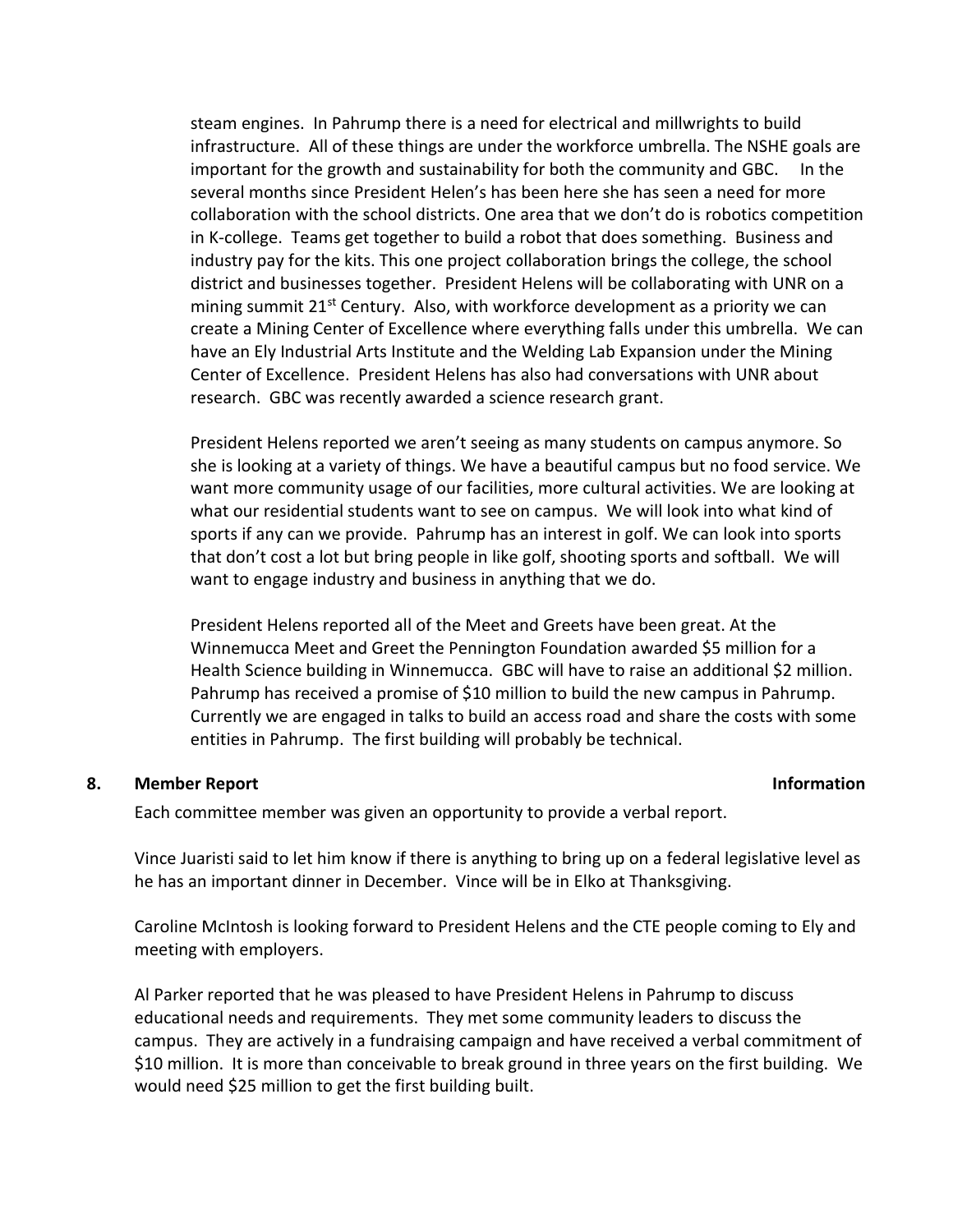steam engines. In Pahrump there is a need for electrical and millwrights to build infrastructure. All of these things are under the workforce umbrella. The NSHE goals are important for the growth and sustainability for both the community and GBC. In the several months since President Helen's has been here she has seen a need for more collaboration with the school districts. One area that we don't do is robotics competition in K-college. Teams get together to build a robot that does something. Business and industry pay for the kits. This one project collaboration brings the college, the school district and businesses together. President Helens will be collaborating with UNR on a mining summit 21st Century. Also, with workforce development as a priority we can create a Mining Center of Excellence where everything falls under this umbrella. We can have an Ely Industrial Arts Institute and the Welding Lab Expansion under the Mining Center of Excellence. President Helens has also had conversations with UNR about research. GBC was recently awarded a science research grant.

President Helens reported we aren't seeing as many students on campus anymore. So she is looking at a variety of things. We have a beautiful campus but no food service. We want more community usage of our facilities, more cultural activities. We are looking at what our residential students want to see on campus. We will look into what kind of sports if any can we provide. Pahrump has an interest in golf. We can look into sports that don't cost a lot but bring people in like golf, shooting sports and softball. We will want to engage industry and business in anything that we do.

President Helens reported all of the Meet and Greets have been great. At the Winnemucca Meet and Greet the Pennington Foundation awarded $5 million for a Health Science building in Winnemucca. GBC will have to raise an additional $2 million. Pahrump has received a promise of $10 million to build the new campus in Pahrump. Currently we are engaged in talks to build an access road and share the costs with some entities in Pahrump. The first building will probably be technical.

**8. Member Report** **Information**

Each committee member was given an opportunity to provide a verbal report.

Vince Juaristi said to let him know if there is anything to bring up on a federal legislative level as he has an important dinner in December. Vince will be in Elko at Thanksgiving.

Caroline McIntosh is looking forward to President Helens and the CTE people coming to Ely and meeting with employers.

Al Parker reported that he was pleased to have President Helens in Pahrump to discuss educational needs and requirements. They met some community leaders to discuss the campus. They are actively in a fundraising campaign and have received a verbal commitment of $10 million. It is more than conceivable to break ground in three years on the first building. We would need $25 million to get the first building built.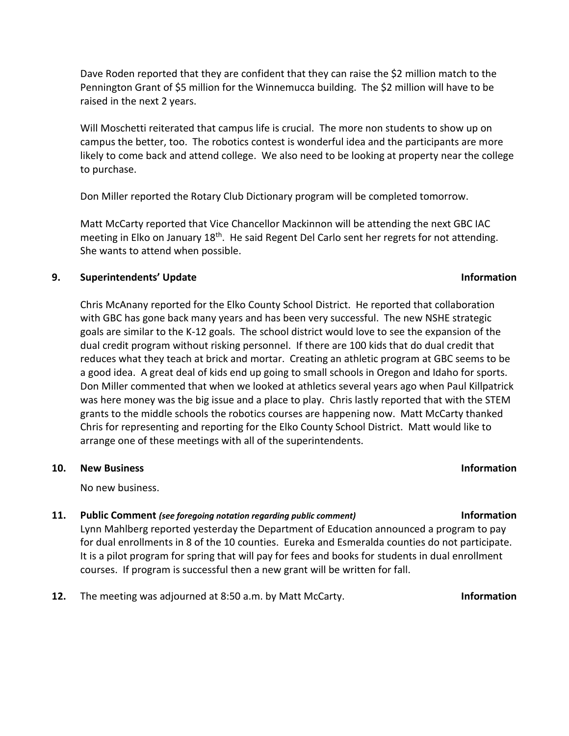Dave Roden reported that they are confident that they can raise the $2 million match to the Pennington Grant of $5 million for the Winnemucca building. The $2 million will have to be raised in the next 2 years.

Will Moschetti reiterated that campus life is crucial. The more non students to show up on campus the better, too. The robotics contest is wonderful idea and the participants are more likely to come back and attend college. We also need to be looking at property near the college to purchase.

Don Miller reported the Rotary Club Dictionary program will be completed tomorrow.

Matt McCarty reported that Vice Chancellor Mackinnon will be attending the next GBC IAC meeting in Elko on January 18th. He said Regent Del Carlo sent her regrets for not attending. She wants to attend when possible.

**9. Superintendents' Update** **Information**

Chris McAnany reported for the Elko County School District. He reported that collaboration with GBC has gone back many years and has been very successful. The new NSHE strategic goals are similar to the K-12 goals. The school district would love to see the expansion of the dual credit program without risking personnel. If there are 100 kids that do dual credit that reduces what they teach at brick and mortar. Creating an athletic program at GBC seems to be a good idea. A great deal of kids end up going to small schools in Oregon and Idaho for sports. Don Miller commented that when we looked at athletics several years ago when Paul Killpatrick was here money was the big issue and a place to play. Chris lastly reported that with the STEM grants to the middle schools the robotics courses are happening now. Matt McCarty thanked Chris for representing and reporting for the Elko County School District. Matt would like to arrange one of these meetings with all of the superintendents.

**10. New Business** **Information**

No new business.

**11. Public Comment** ***(see foregoing notation regarding public comment)*** **Information**

Lynn Mahlberg reported yesterday the Department of Education announced a program to pay for dual enrollments in 8 of the 10 counties. Eureka and Esmeralda counties do not participate. It is a pilot program for spring that will pay for fees and books for students in dual enrollment courses. If program is successful then a new grant will be written for fall.

**12.** The meeting was adjourned at 8:50 a.m. by Matt McCarty. **Information**